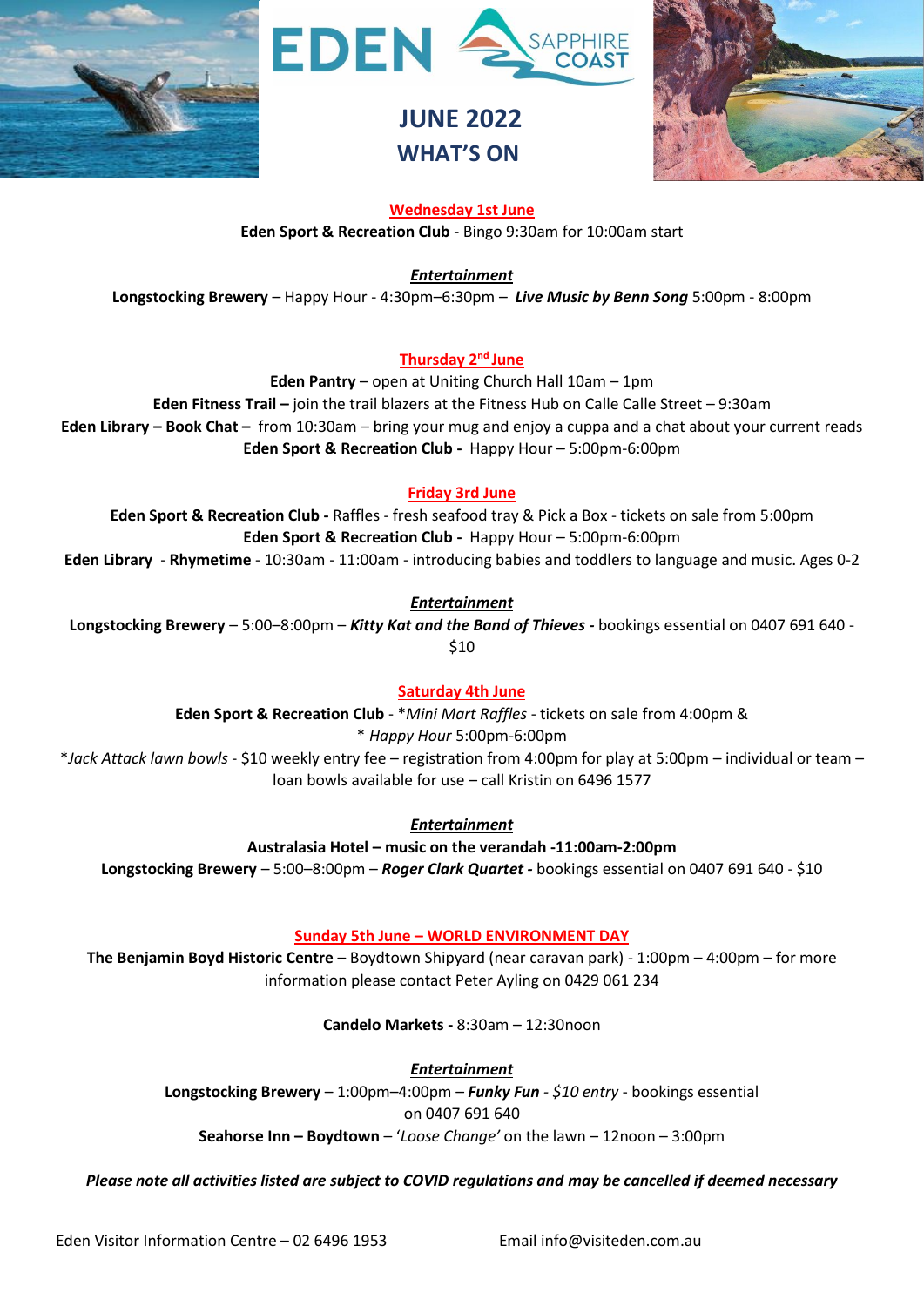# EDEN SAPPHIRE COAST

## JUNE 2022
## WHAT'S ON

### Wednesday 1st June

**Eden Sport & Recreation Club** - Bingo 9:30am for 10:00am start

***Entertainment***

**Longstocking Brewery** – Happy Hour - 4:30pm–6:30pm – ***Live Music by Benn Song*** 5:00pm - 8:00pm

### Thursday 2nd June

**Eden Pantry** – open at Uniting Church Hall 10am – 1pm

**Eden Fitness Trail –** join the trail blazers at the Fitness Hub on Calle Calle Street – 9:30am

**Eden Library – Book Chat –** from 10:30am – bring your mug and enjoy a cuppa and a chat about your current reads

**Eden Sport & Recreation Club -** Happy Hour – 5:00pm-6:00pm

### Friday 3rd June

**Eden Sport & Recreation Club -** Raffles - fresh seafood tray & Pick a Box - tickets on sale from 5:00pm

**Eden Sport & Recreation Club -** Happy Hour – 5:00pm-6:00pm

**Eden Library** - **Rhymetime** - 10:30am - 11:00am - introducing babies and toddlers to language and music. Ages 0-2

***Entertainment***

**Longstocking Brewery** – 5:00–8:00pm – ***Kitty Kat and the Band of Thieves* -** bookings essential on 0407 691 640 - $10

### Saturday 4th June

**Eden Sport & Recreation Club** - *Mini Mart Raffles* - tickets on sale from 4:00pm &

* *Happy Hour* 5:00pm-6:00pm

**Jack Attack lawn bowls* - $10 weekly entry fee – registration from 4:00pm for play at 5:00pm – individual or team – loan bowls available for use – call Kristin on 6496 1577

***Entertainment***

**Australasia Hotel – music on the verandah -11:00am-2:00pm**

**Longstocking Brewery** – 5:00–8:00pm – ***Roger Clark Quartet* -** bookings essential on 0407 691 640 - $10

### Sunday 5th June – WORLD ENVIRONMENT DAY

**The Benjamin Boyd Historic Centre** – Boydtown Shipyard (near caravan park) - 1:00pm – 4:00pm – for more information please contact Peter Ayling on 0429 061 234

**Candelo Markets -** 8:30am – 12:30noon

***Entertainment***

**Longstocking Brewery** – 1:00pm–4:00pm – ***Funky Fun*** - *$10 entry* - bookings essential on 0407 691 640

**Seahorse Inn – Boydtown** – '*Loose Change'* on the lawn – 12noon – 3:00pm

***Please note all activities listed are subject to COVID regulations and may be cancelled if deemed necessary***

Eden Visitor Information Centre – 02 6496 1953 Email info@visiteden.com.au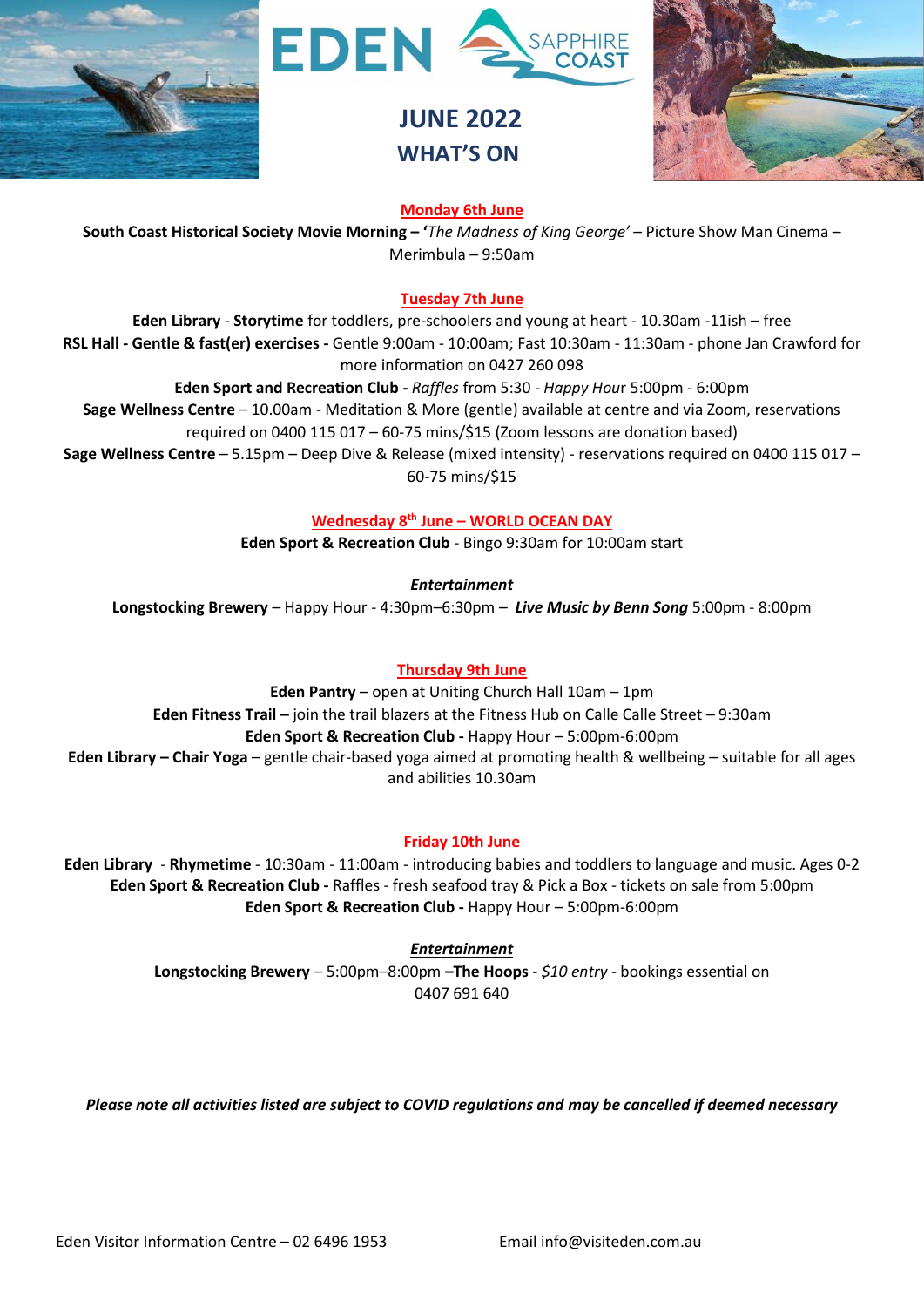# EDEN SAPPHIRE COAST

## JUNE 2022
## WHAT'S ON

### Monday 6th June

**South Coast Historical Society Movie Morning – '***The Madness of King George'* – Picture Show Man Cinema – Merimbula – 9:50am

### Tuesday 7th June

**Eden Library** - **Storytime** for toddlers, pre-schoolers and young at heart - 10.30am -11ish – free

**RSL Hall - Gentle & fast(er) exercises -** Gentle 9:00am - 10:00am; Fast 10:30am - 11:30am - phone Jan Crawford for more information on 0427 260 098

**Eden Sport and Recreation Club -** *Raffles* from 5:30 - *Happy Hour* 5:00pm - 6:00pm

**Sage Wellness Centre** – 10.00am - Meditation & More (gentle) available at centre and via Zoom, reservations required on 0400 115 017 – 60-75 mins/$15 (Zoom lessons are donation based)

**Sage Wellness Centre** – 5.15pm – Deep Dive & Release (mixed intensity) - reservations required on 0400 115 017 – 60-75 mins/$15

### Wednesday 8th June – WORLD OCEAN DAY

**Eden Sport & Recreation Club** - Bingo 9:30am for 10:00am start

***Entertainment***

**Longstocking Brewery** – Happy Hour - 4:30pm–6:30pm – ***Live Music by Benn Song*** 5:00pm - 8:00pm

### Thursday 9th June

**Eden Pantry** – open at Uniting Church Hall 10am – 1pm

**Eden Fitness Trail –** join the trail blazers at the Fitness Hub on Calle Calle Street – 9:30am

**Eden Sport & Recreation Club -** Happy Hour – 5:00pm-6:00pm

**Eden Library – Chair Yoga** – gentle chair-based yoga aimed at promoting health & wellbeing – suitable for all ages and abilities 10.30am

### Friday 10th June

**Eden Library** - **Rhymetime** - 10:30am - 11:00am - introducing babies and toddlers to language and music. Ages 0-2

**Eden Sport & Recreation Club -** Raffles - fresh seafood tray & Pick a Box - tickets on sale from 5:00pm

**Eden Sport & Recreation Club -** Happy Hour – 5:00pm-6:00pm

***Entertainment***

**Longstocking Brewery** – 5:00pm–8:00pm **–The Hoops** - *$10 entry* - bookings essential on 0407 691 640

***Please note all activities listed are subject to COVID regulations and may be cancelled if deemed necessary***

Eden Visitor Information Centre – 02 6496 1953 Email info@visiteden.com.au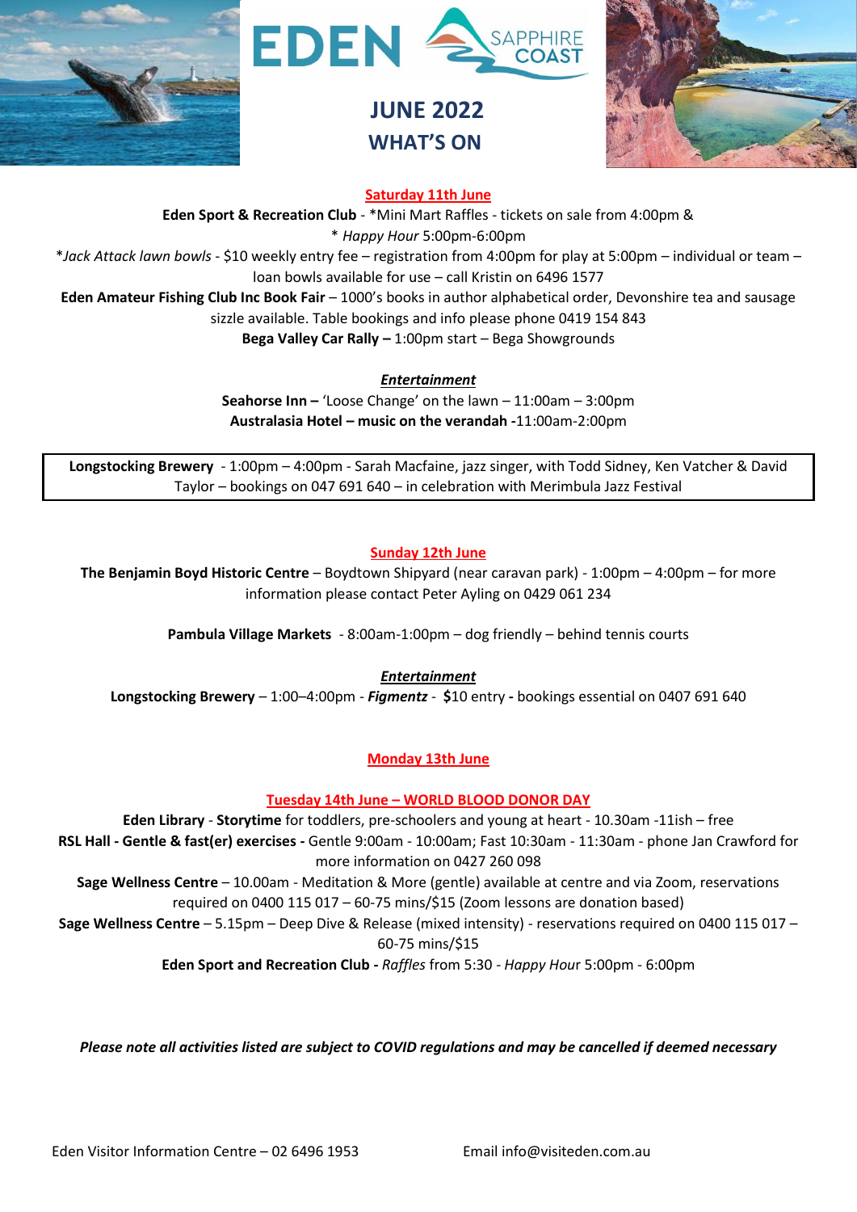# EDEN SAPPHIRE COAST

## JUNE 2022
## WHAT'S ON

### Saturday 11th June

**Eden Sport & Recreation Club** - *Mini Mart Raffles - tickets on sale from 4:00pm &
* *Happy Hour* 5:00pm-6:00pm
**Jack Attack lawn bowls* - $10 weekly entry fee – registration from 4:00pm for play at 5:00pm – individual or team – loan bowls available for use – call Kristin on 6496 1577
**Eden Amateur Fishing Club Inc Book Fair** – 1000's books in author alphabetical order, Devonshire tea and sausage sizzle available. Table bookings and info please phone 0419 154 843
**Bega Valley Car Rally –** 1:00pm start – Bega Showgrounds

***Entertainment***

**Seahorse Inn –** 'Loose Change' on the lawn – 11:00am – 3:00pm
**Australasia Hotel – music on the verandah -**11:00am-2:00pm

**Longstocking Brewery** - 1:00pm – 4:00pm - Sarah Macfaine, jazz singer, with Todd Sidney, Ken Vatcher & David Taylor – bookings on 047 691 640 – in celebration with Merimbula Jazz Festival

### Sunday 12th June

**The Benjamin Boyd Historic Centre** – Boydtown Shipyard (near caravan park) - 1:00pm – 4:00pm – for more information please contact Peter Ayling on 0429 061 234

**Pambula Village Markets** - 8:00am-1:00pm – dog friendly – behind tennis courts

***Entertainment***

**Longstocking Brewery** – 1:00–4:00pm - ***Figmentz*** - **$**10 entry **-** bookings essential on 0407 691 640

### Monday 13th June

### Tuesday 14th June – WORLD BLOOD DONOR DAY

**Eden Library** - **Storytime** for toddlers, pre-schoolers and young at heart - 10.30am -11ish – free
**RSL Hall - Gentle & fast(er) exercises -** Gentle 9:00am - 10:00am; Fast 10:30am - 11:30am - phone Jan Crawford for more information on 0427 260 098
**Sage Wellness Centre** – 10.00am - Meditation & More (gentle) available at centre and via Zoom, reservations required on 0400 115 017 – 60-75 mins/$15 (Zoom lessons are donation based)
**Sage Wellness Centre** – 5.15pm – Deep Dive & Release (mixed intensity) - reservations required on 0400 115 017 – 60-75 mins/$15
**Eden Sport and Recreation Club -** *Raffles* from 5:30 - *Happy Hour* 5:00pm - 6:00pm

***Please note all activities listed are subject to COVID regulations and may be cancelled if deemed necessary***

Eden Visitor Information Centre – 02 6496 1953 Email info@visiteden.com.au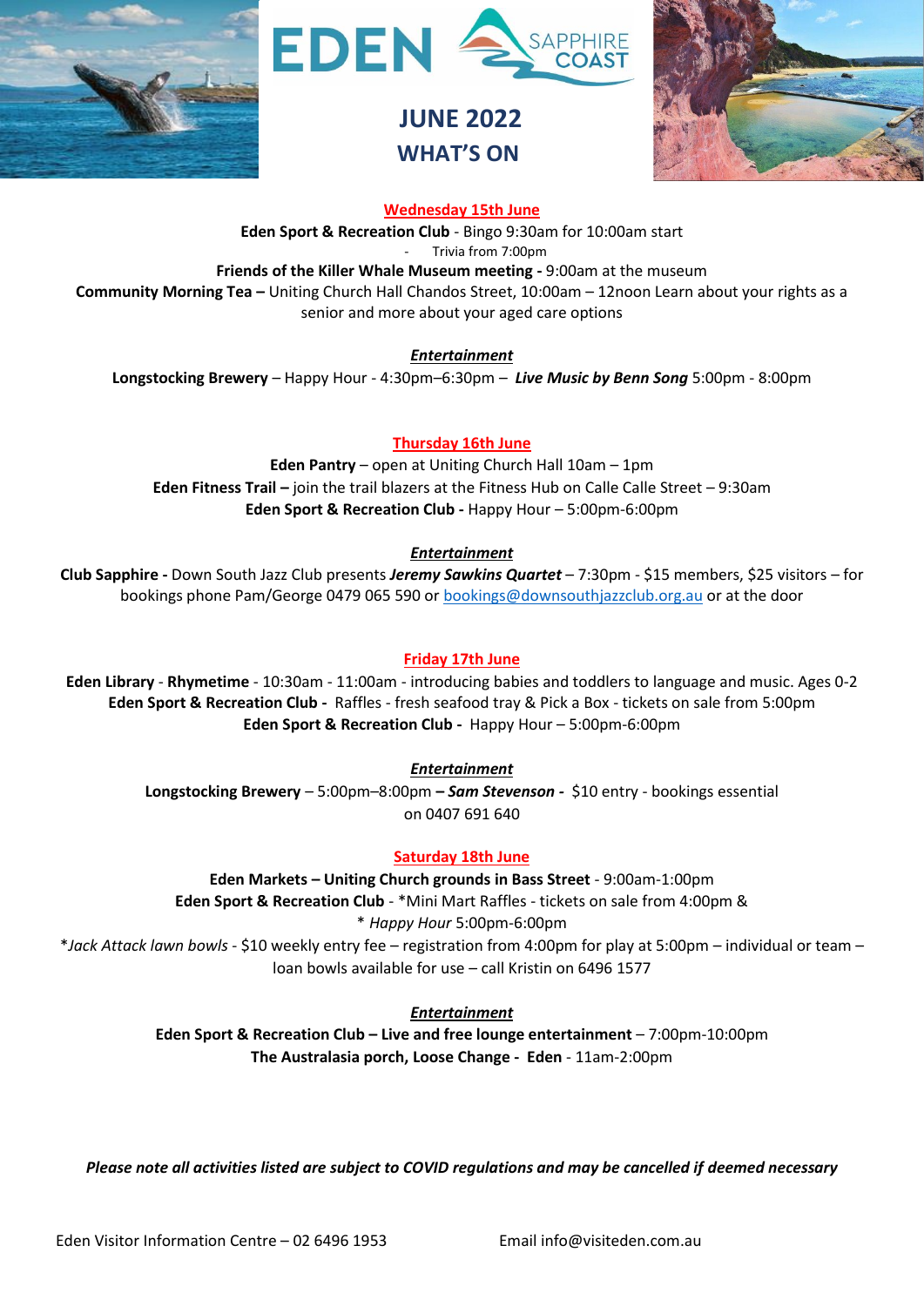# EDEN SAPPHIRE COAST

## JUNE 2022
## WHAT'S ON

### Wednesday 15th June

**Eden Sport & Recreation Club** - Bingo 9:30am for 10:00am start

- Trivia from 7:00pm

**Friends of the Killer Whale Museum meeting -** 9:00am at the museum

**Community Morning Tea –** Uniting Church Hall Chandos Street, 10:00am – 12noon Learn about your rights as a senior and more about your aged care options

***Entertainment***

**Longstocking Brewery** – Happy Hour - 4:30pm–6:30pm – ***Live Music by Benn Song*** 5:00pm - 8:00pm

### Thursday 16th June

**Eden Pantry** – open at Uniting Church Hall 10am – 1pm

**Eden Fitness Trail –** join the trail blazers at the Fitness Hub on Calle Calle Street – 9:30am

**Eden Sport & Recreation Club -** Happy Hour – 5:00pm-6:00pm

***Entertainment***

**Club Sapphire -** Down South Jazz Club presents ***Jeremy Sawkins Quartet*** – 7:30pm - $15 members, $25 visitors – for bookings phone Pam/George 0479 065 590 or bookings@downsouthjazzclub.org.au or at the door

### Friday 17th June

**Eden Library** - **Rhymetime** - 10:30am - 11:00am - introducing babies and toddlers to language and music. Ages 0-2

**Eden Sport & Recreation Club -** Raffles - fresh seafood tray & Pick a Box - tickets on sale from 5:00pm

**Eden Sport & Recreation Club -** Happy Hour – 5:00pm-6:00pm

***Entertainment***

**Longstocking Brewery** – 5:00pm–8:00pm **–** ***Sam Stevenson -*** $10 entry - bookings essential on 0407 691 640

### Saturday 18th June

**Eden Markets – Uniting Church grounds in Bass Street** - 9:00am-1:00pm

**Eden Sport & Recreation Club** - *Mini Mart Raffles - tickets on sale from 4:00pm &

* *Happy Hour* 5:00pm-6:00pm

**Jack Attack lawn bowls* - $10 weekly entry fee – registration from 4:00pm for play at 5:00pm – individual or team – loan bowls available for use – call Kristin on 6496 1577

***Entertainment***

**Eden Sport & Recreation Club – Live and free lounge entertainment** – 7:00pm-10:00pm

**The Australasia porch, Loose Change - Eden** - 11am-2:00pm

***Please note all activities listed are subject to COVID regulations and may be cancelled if deemed necessary***

Eden Visitor Information Centre – 02 6496 1953 Email info@visiteden.com.au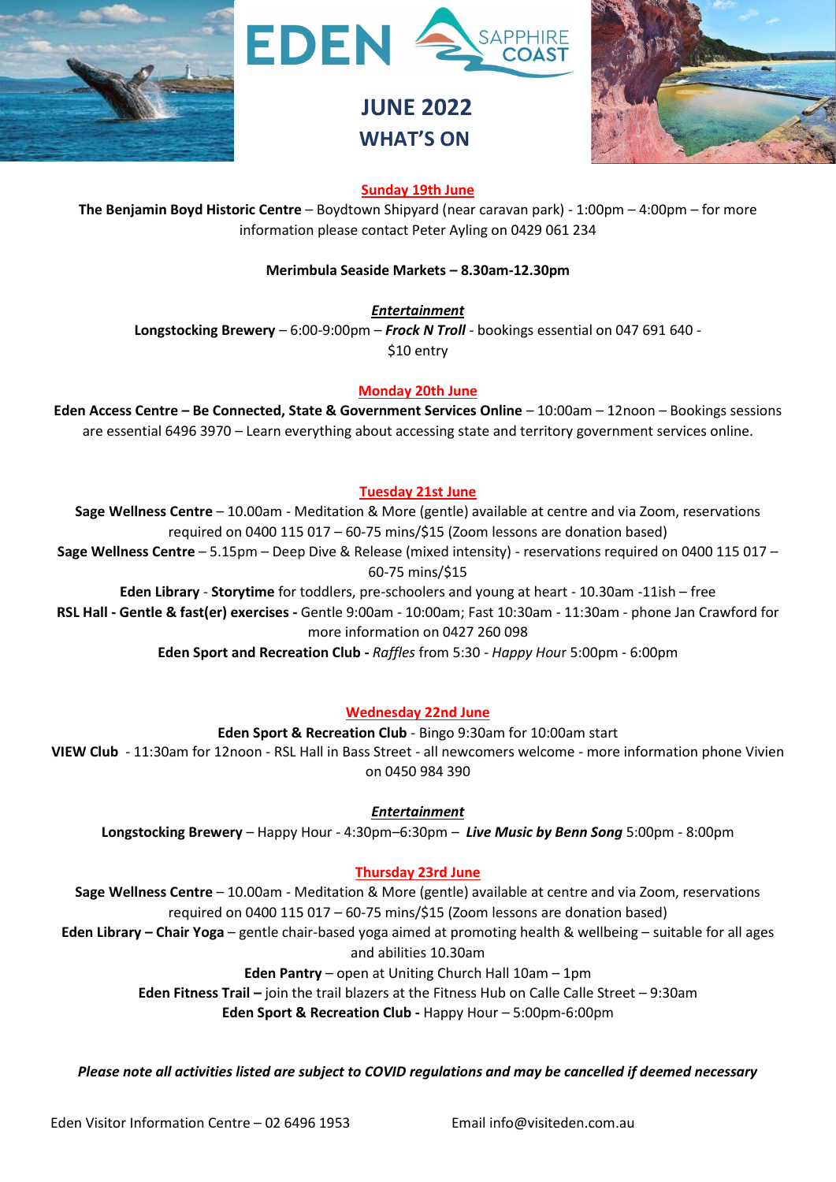# EDEN SAPPHIRE COAST

## JUNE 2022
## WHAT'S ON

**Sunday 19th June**

**The Benjamin Boyd Historic Centre** – Boydtown Shipyard (near caravan park) - 1:00pm – 4:00pm – for more information please contact Peter Ayling on 0429 061 234

**Merimbula Seaside Markets – 8.30am-12.30pm**

***Entertainment***

**Longstocking Brewery** – 6:00-9:00pm – ***Frock N Troll*** - bookings essential on 047 691 640 - $10 entry

**Monday 20th June**

**Eden Access Centre – Be Connected, State & Government Services Online** – 10:00am – 12noon – Bookings sessions are essential 6496 3970 – Learn everything about accessing state and territory government services online.

**Tuesday 21st June**

**Sage Wellness Centre** – 10.00am - Meditation & More (gentle) available at centre and via Zoom, reservations required on 0400 115 017 – 60-75 mins/$15 (Zoom lessons are donation based)

**Sage Wellness Centre** – 5.15pm – Deep Dive & Release (mixed intensity) - reservations required on 0400 115 017 – 60-75 mins/$15

**Eden Library** - **Storytime** for toddlers, pre-schoolers and young at heart - 10.30am -11ish – free

**RSL Hall - Gentle & fast(er) exercises -** Gentle 9:00am - 10:00am; Fast 10:30am - 11:30am - phone Jan Crawford for more information on 0427 260 098

**Eden Sport and Recreation Club -** *Raffles* from 5:30 - *Happy Hour* 5:00pm - 6:00pm

**Wednesday 22nd June**

**Eden Sport & Recreation Club** - Bingo 9:30am for 10:00am start

**VIEW Club** - 11:30am for 12noon - RSL Hall in Bass Street - all newcomers welcome - more information phone Vivien on 0450 984 390

***Entertainment***

**Longstocking Brewery** – Happy Hour - 4:30pm–6:30pm – ***Live Music by Benn Song*** 5:00pm - 8:00pm

**Thursday 23rd June**

**Sage Wellness Centre** – 10.00am - Meditation & More (gentle) available at centre and via Zoom, reservations required on 0400 115 017 – 60-75 mins/$15 (Zoom lessons are donation based)

**Eden Library – Chair Yoga** – gentle chair-based yoga aimed at promoting health & wellbeing – suitable for all ages and abilities 10.30am

**Eden Pantry** – open at Uniting Church Hall 10am – 1pm

**Eden Fitness Trail –** join the trail blazers at the Fitness Hub on Calle Calle Street – 9:30am

**Eden Sport & Recreation Club -** Happy Hour – 5:00pm-6:00pm

***Please note all activities listed are subject to COVID regulations and may be cancelled if deemed necessary***

Eden Visitor Information Centre – 02 6496 1953 Email info@visiteden.com.au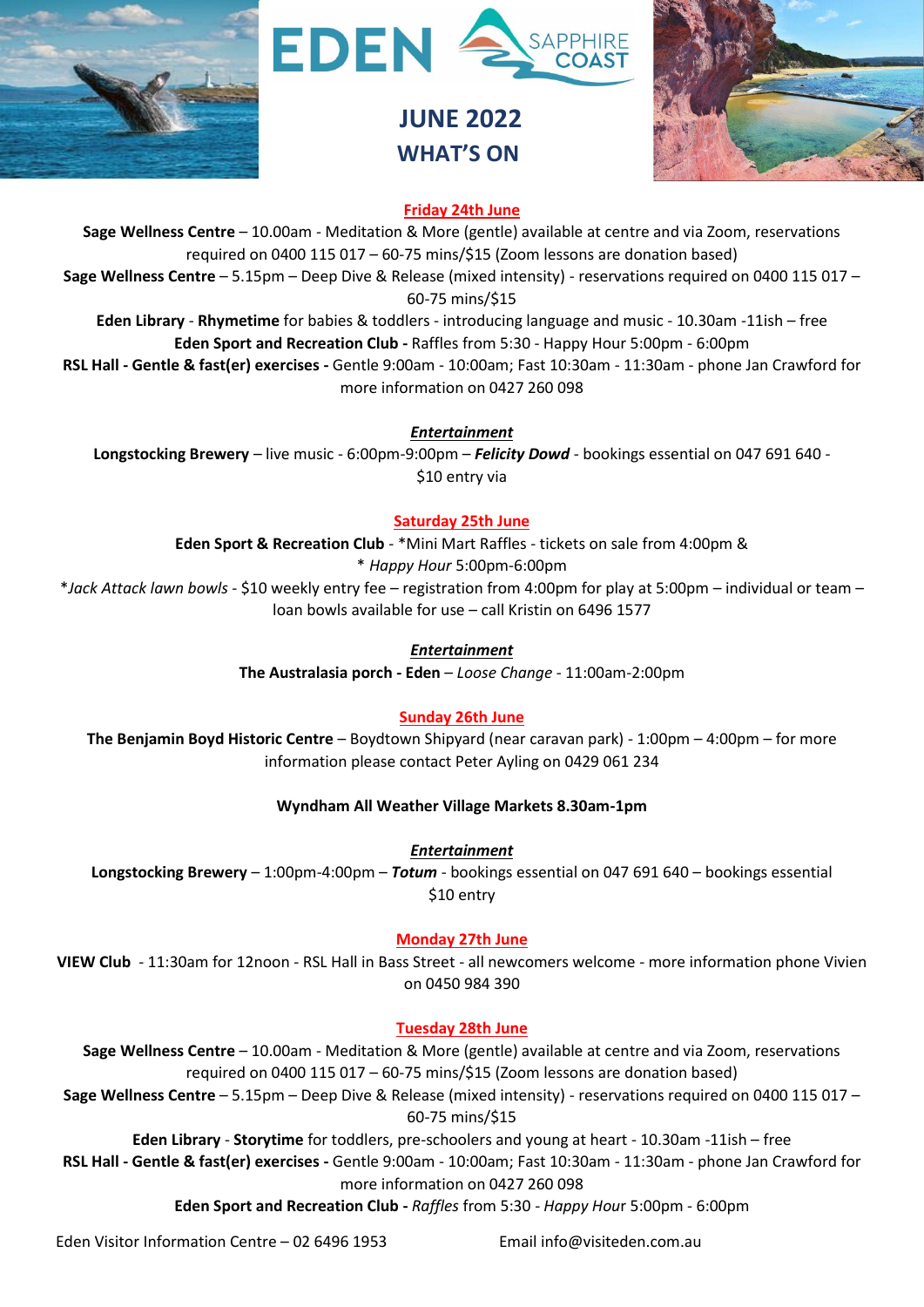# EDEN SAPPHIRE COAST

## JUNE 2022
## WHAT'S ON

### Friday 24th June

**Sage Wellness Centre** – 10.00am - Meditation & More (gentle) available at centre and via Zoom, reservations required on 0400 115 017 – 60-75 mins/$15 (Zoom lessons are donation based)

**Sage Wellness Centre** – 5.15pm – Deep Dive & Release (mixed intensity) - reservations required on 0400 115 017 – 60-75 mins/$15

**Eden Library** - **Rhymetime** for babies & toddlers - introducing language and music - 10.30am -11ish – free

**Eden Sport and Recreation Club -** Raffles from 5:30 - Happy Hour 5:00pm - 6:00pm

**RSL Hall - Gentle & fast(er) exercises -** Gentle 9:00am - 10:00am; Fast 10:30am - 11:30am - phone Jan Crawford for more information on 0427 260 098

***Entertainment***

**Longstocking Brewery** – live music - 6:00pm-9:00pm – ***Felicity Dowd*** - bookings essential on 047 691 640 - $10 entry via

### Saturday 25th June

**Eden Sport & Recreation Club** - *Mini Mart Raffles - tickets on sale from 4:00pm &
* *Happy Hour* 5:00pm-6:00pm
**Jack Attack lawn bowls* - $10 weekly entry fee – registration from 4:00pm for play at 5:00pm – individual or team – loan bowls available for use – call Kristin on 6496 1577

***Entertainment***

**The Australasia porch - Eden** – *Loose Change* - 11:00am-2:00pm

### Sunday 26th June

**The Benjamin Boyd Historic Centre** – Boydtown Shipyard (near caravan park) - 1:00pm – 4:00pm – for more information please contact Peter Ayling on 0429 061 234

**Wyndham All Weather Village Markets 8.30am-1pm**

***Entertainment***

**Longstocking Brewery** – 1:00pm-4:00pm – ***Totum*** - bookings essential on 047 691 640 – bookings essential $10 entry

### Monday 27th June

**VIEW Club** - 11:30am for 12noon - RSL Hall in Bass Street - all newcomers welcome - more information phone Vivien on 0450 984 390

### Tuesday 28th June

**Sage Wellness Centre** – 10.00am - Meditation & More (gentle) available at centre and via Zoom, reservations required on 0400 115 017 – 60-75 mins/$15 (Zoom lessons are donation based)

**Sage Wellness Centre** – 5.15pm – Deep Dive & Release (mixed intensity) - reservations required on 0400 115 017 – 60-75 mins/$15

**Eden Library** - **Storytime** for toddlers, pre-schoolers and young at heart - 10.30am -11ish – free

**RSL Hall - Gentle & fast(er) exercises -** Gentle 9:00am - 10:00am; Fast 10:30am - 11:30am - phone Jan Crawford for more information on 0427 260 098

**Eden Sport and Recreation Club -** *Raffles* from 5:30 - *Happy Hour* 5:00pm - 6:00pm

Eden Visitor Information Centre – 02 6496 1953 Email info@visiteden.com.au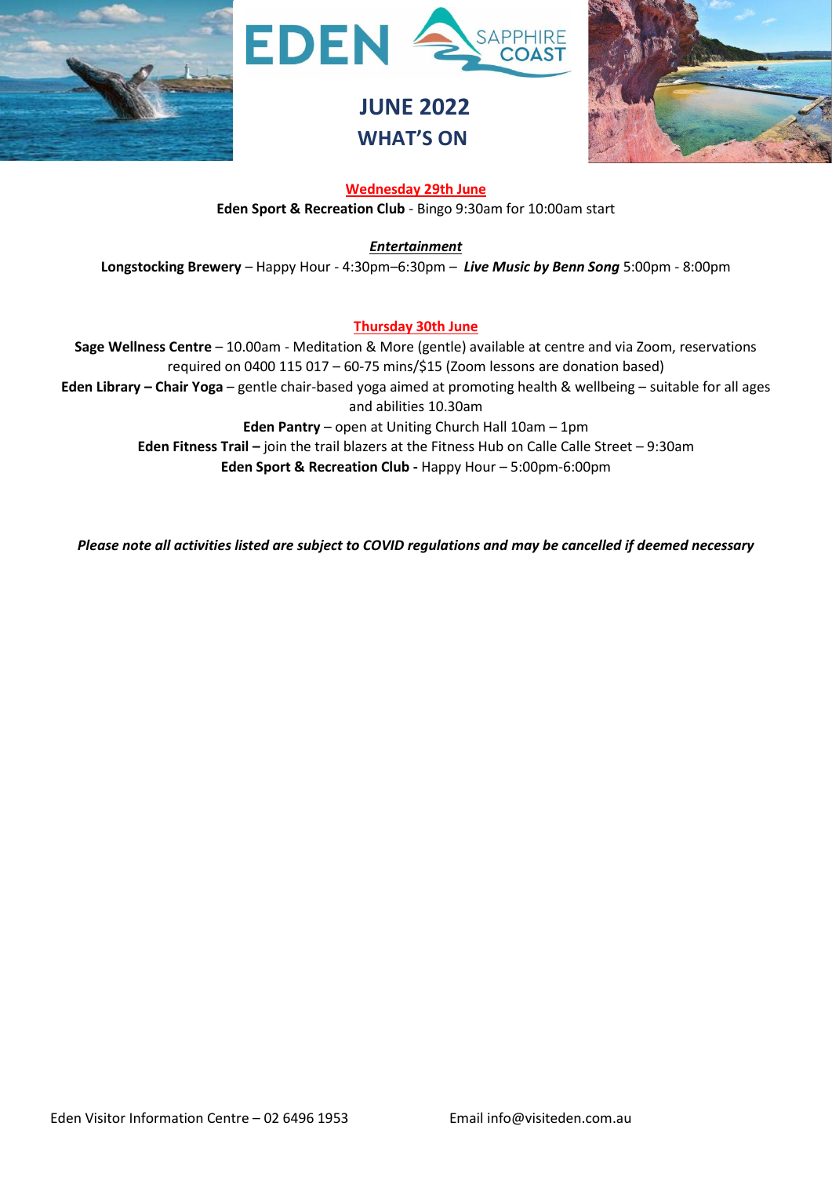# EDEN SAPPHIRE COAST

## JUNE 2022
## WHAT'S ON

**Wednesday 29th June**

**Eden Sport & Recreation Club** - Bingo 9:30am for 10:00am start

***Entertainment***

**Longstocking Brewery** – Happy Hour - 4:30pm–6:30pm – ***Live Music by Benn Song*** 5:00pm - 8:00pm

**Thursday 30th June**

**Sage Wellness Centre** – 10.00am - Meditation & More (gentle) available at centre and via Zoom, reservations required on 0400 115 017 – 60-75 mins/$15 (Zoom lessons are donation based)

**Eden Library – Chair Yoga** – gentle chair-based yoga aimed at promoting health & wellbeing – suitable for all ages and abilities 10.30am

**Eden Pantry** – open at Uniting Church Hall 10am – 1pm

**Eden Fitness Trail –** join the trail blazers at the Fitness Hub on Calle Calle Street – 9:30am

**Eden Sport & Recreation Club -** Happy Hour – 5:00pm-6:00pm

***Please note all activities listed are subject to COVID regulations and may be cancelled if deemed necessary***

Eden Visitor Information Centre – 02 6496 1953 Email info@visiteden.com.au